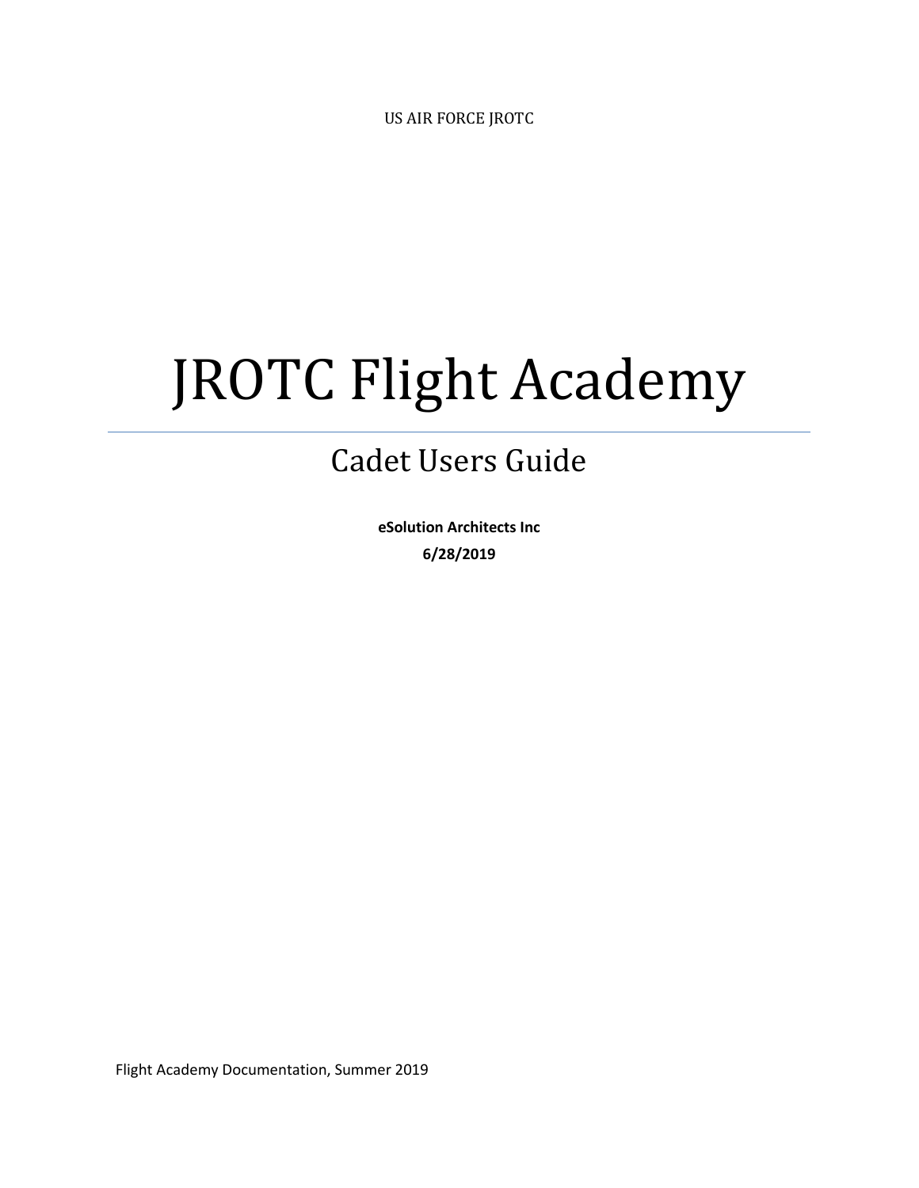US AIR FORCE JROTC

# JROTC Flight Academy

## Cadet Users Guide

**eSolution Architects Inc**

**6/28/2019**

Flight Academy Documentation, Summer 2019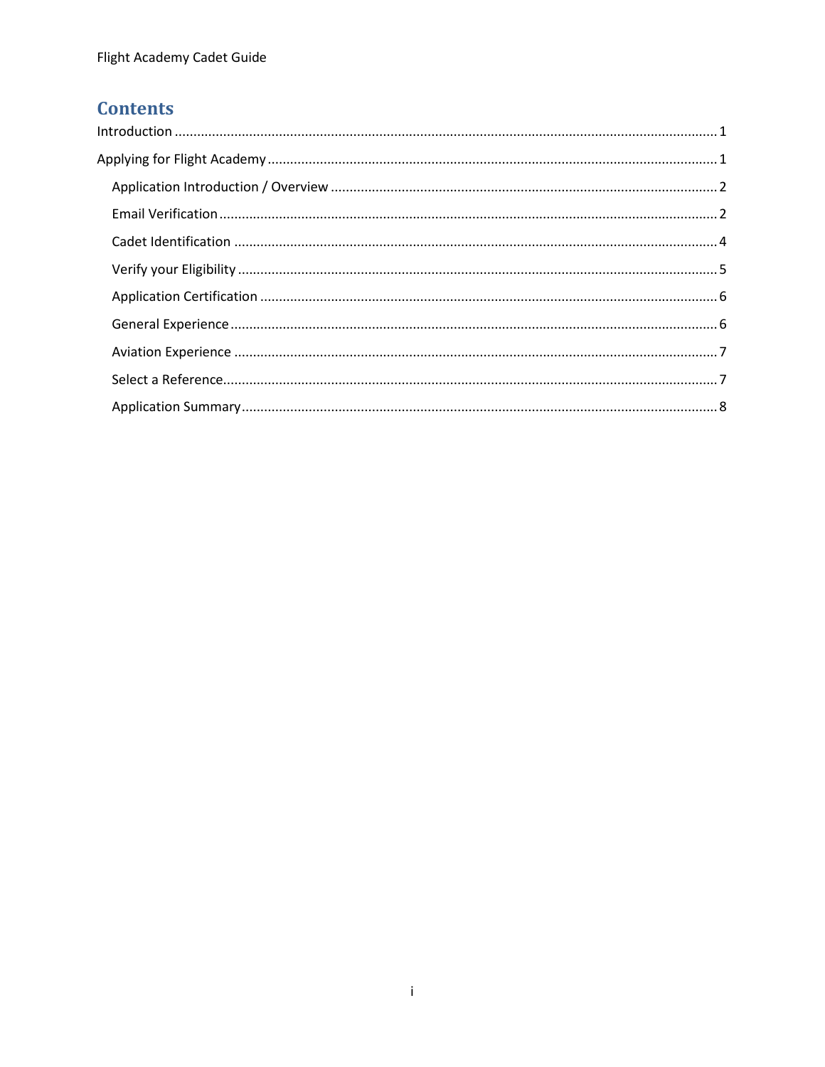# Contents

- Introduction ........ 1
- Applying for Flight Academy ........ 1
  - Application Introduction / Overview ........ 2
  - Email Verification ........ 2
  - Cadet Identification ........ 4
  - Verify your Eligibility ........ 5
  - Application Certification ........ 6
  - General Experience ........ 6
  - Aviation Experience ........ 7
  - Select a Reference ........ 7
  - Application Summary ........ 8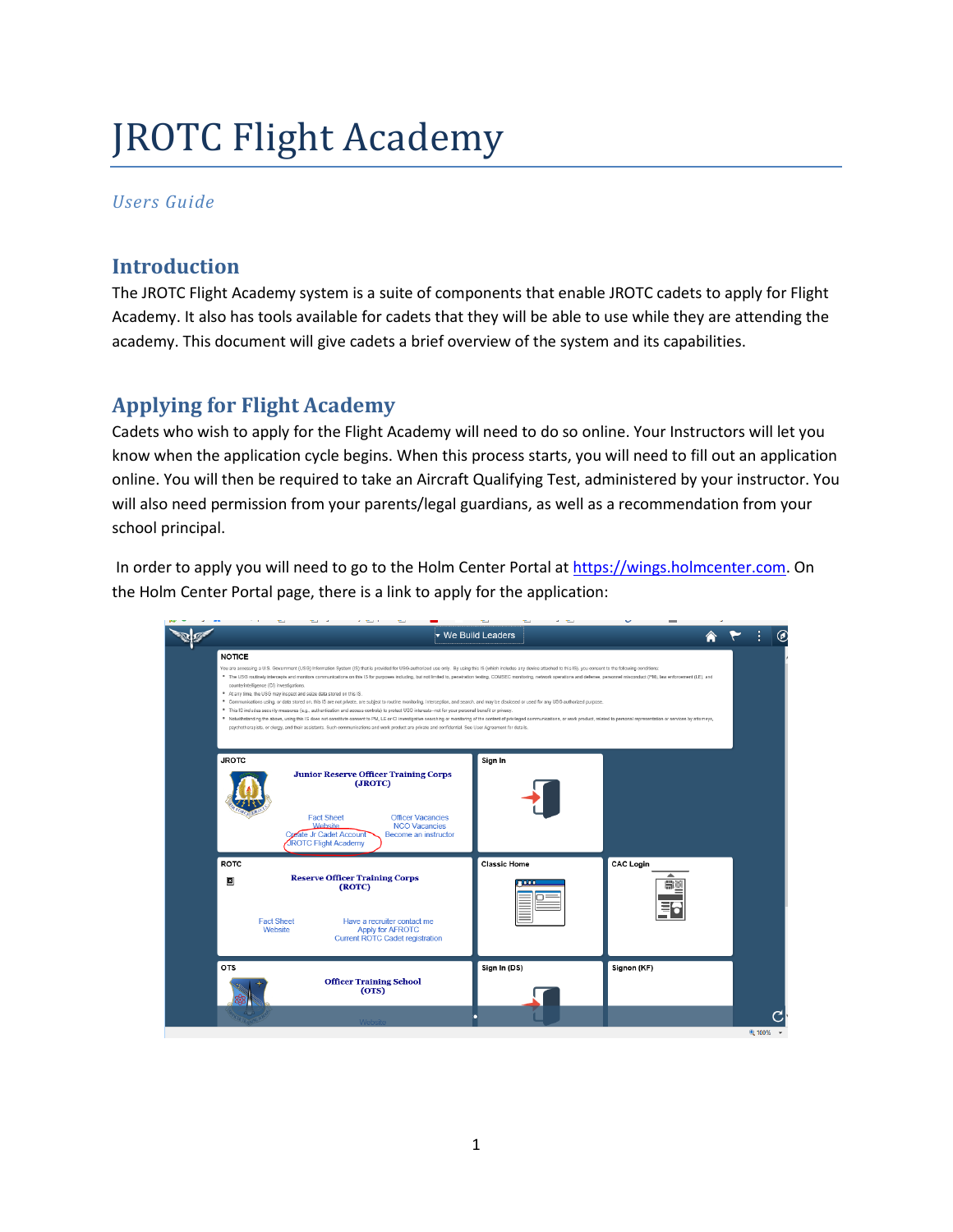# JROTC Flight Academy

*Users Guide*

## Introduction

The JROTC Flight Academy system is a suite of components that enable JROTC cadets to apply for Flight Academy. It also has tools available for cadets that they will be able to use while they are attending the academy. This document will give cadets a brief overview of the system and its capabilities.

## Applying for Flight Academy

Cadets who wish to apply for the Flight Academy will need to do so online. Your Instructors will let you know when the application cycle begins. When this process starts, you will need to fill out an application online. You will then be required to take an Aircraft Qualifying Test, administered by your instructor. You will also need permission from your parents/legal guardians, as well as a recommendation from your school principal.

In order to apply you will need to go to the Holm Center Portal at [https://wings.holmcenter.com](https://wings.holmcenter.com). On the Holm Center Portal page, there is a link to apply for the application: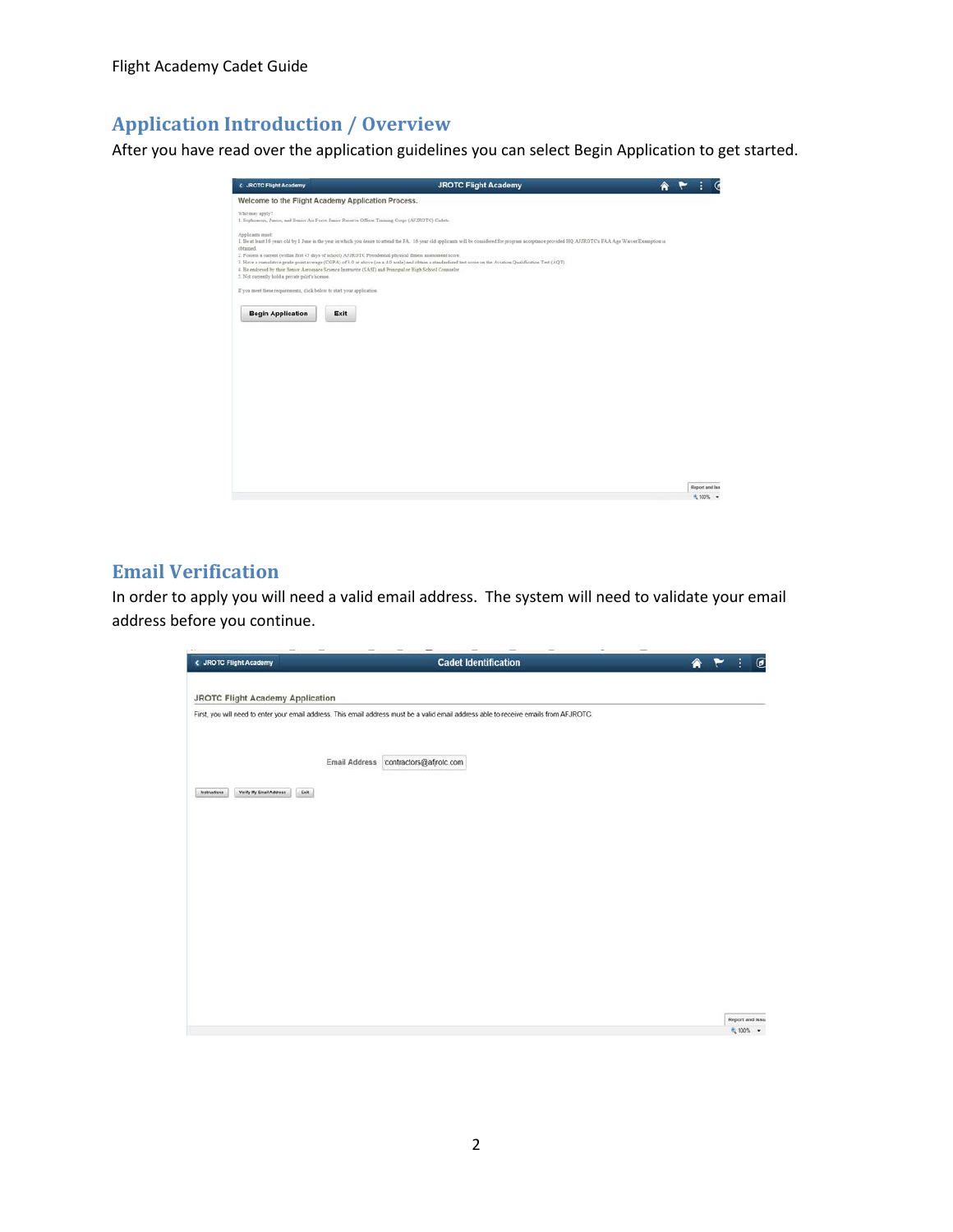## Application Introduction / Overview

After you have read over the application guidelines you can select Begin Application to get started.

## Email Verification

In order to apply you will need a valid email address. The system will need to validate your email address before you continue.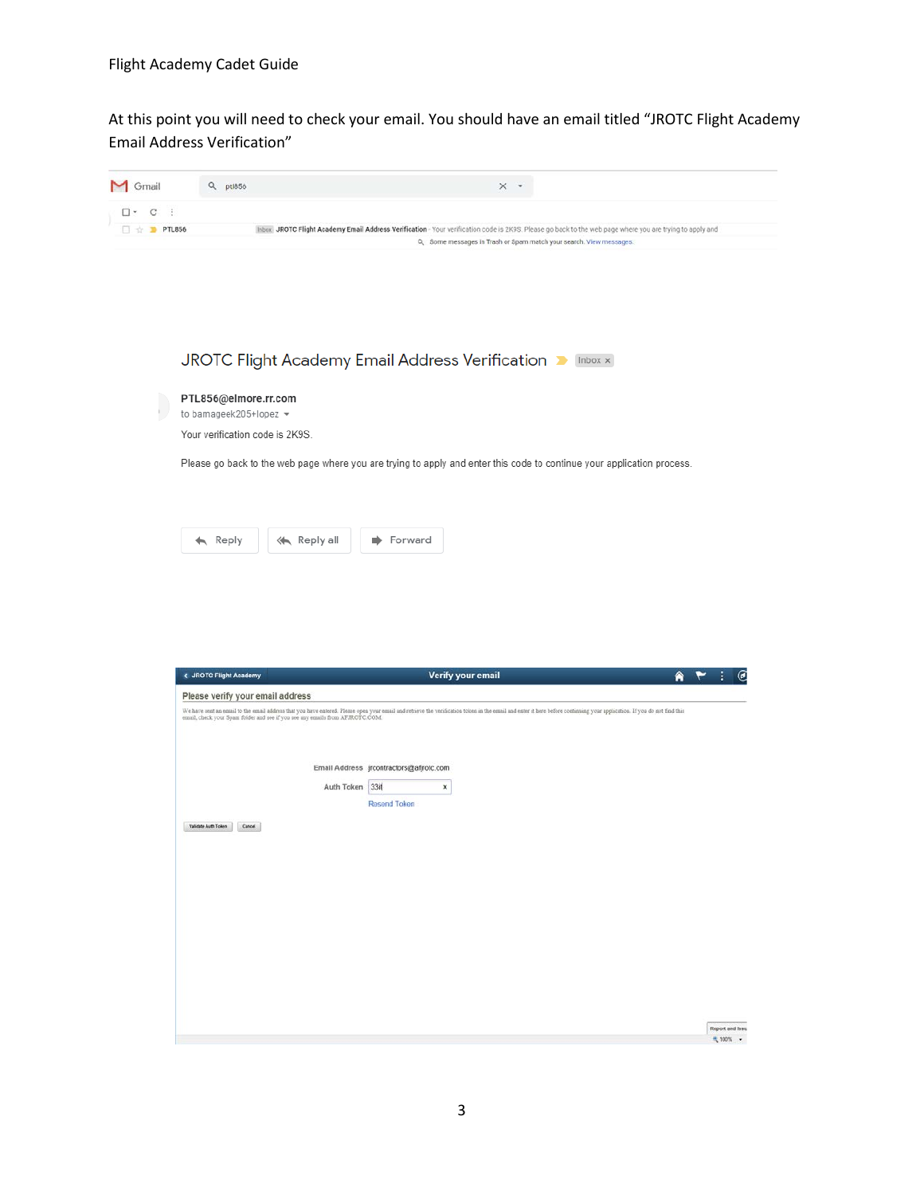At this point you will need to check your email. You should have an email titled "JROTC Flight Academy Email Address Verification"

Gmail | ptl856

PTL856 | Inbox JROTC Flight Academy Email Address Verification - Your verification code is 2K9S. Please go back to the web page where you are trying to apply and

Some messages in Trash or Spam match your search. View messages

JROTC Flight Academy Email Address Verification | Inbox

PTL856@elmore.rr.com
to bamageek205+lopez

Your verification code is 2K9S.

Please go back to the web page where you are trying to apply and enter this code to continue your application process.

Reply | Reply all | Forward

JROTC Flight Academy | Verify your email

Please verify your email address

We have sent an email to the email address that you have entered. Please open your email and retrieve the verification token in the email and enter it here before continuing your application. If you do not find this email, check your Spam folder and see if you see any emails from AFJROTC.COM.

Email Address: jrcontractors@afjrotc.com

Auth Token: 33il

Resend Token

Validate Auth Token | Cancel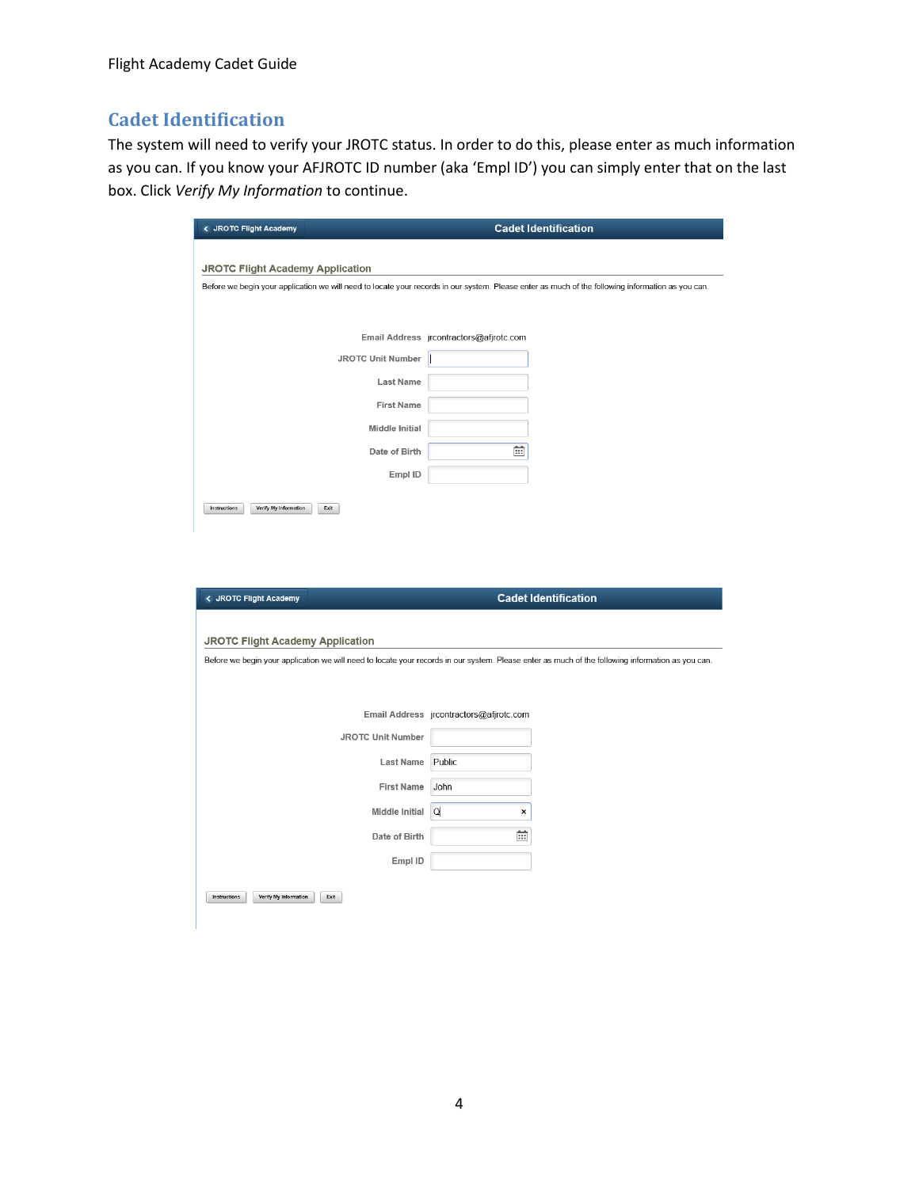## Cadet Identification

The system will need to verify your JROTC status. In order to do this, please enter as much information as you can. If you know your AFJROTC ID number (aka 'Empl ID') you can simply enter that on the last box. Click *Verify My Information* to continue.

JROTC Flight Academy | Cadet Identification

JROTC Flight Academy Application

Before we begin your application we will need to locate your records in our system. Please enter as much of the following information as you can.

Email Address jrcontractors@afjrotc.com

JROTC Unit Number

Last Name

First Name

Middle Initial

Date of Birth

Empl ID

Instructions | Verify My Information | Exit

JROTC Flight Academy | Cadet Identification

JROTC Flight Academy Application

Before we begin your application we will need to locate your records in our system. Please enter as much of the following information as you can.

Email Address jrcontractors@afjrotc.com

JROTC Unit Number

Last Name Public

First Name John

Middle Initial Q

Date of Birth

Empl ID

Instructions | Verify My Information | Exit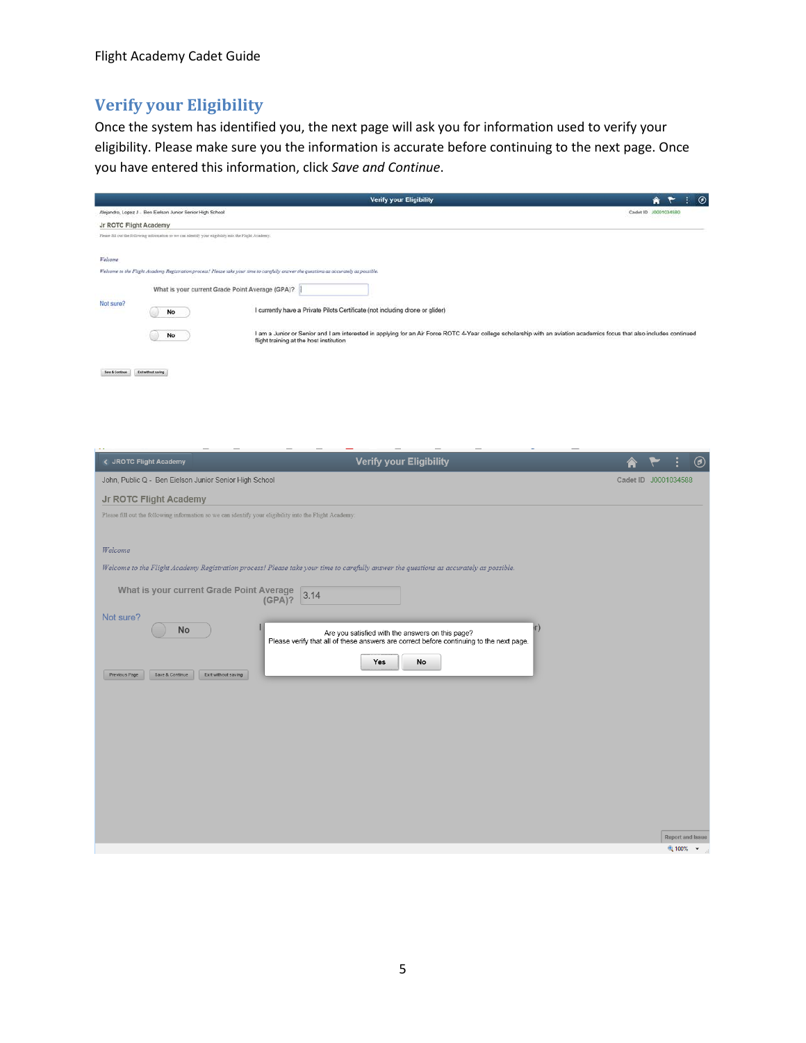## Verify your Eligibility

Once the system has identified you, the next page will ask you for information used to verify your eligibility. Please make sure you the information is accurate before continuing to the next page. Once you have entered this information, click *Save and Continue*.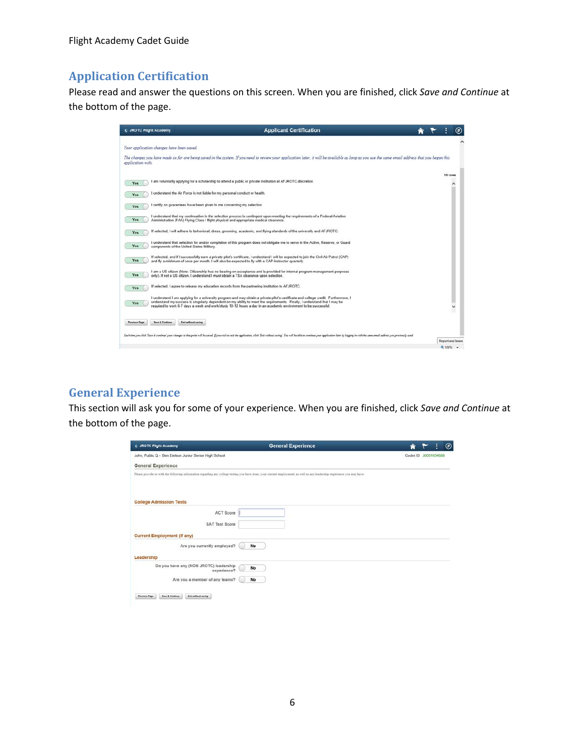## Application Certification

Please read and answer the questions on this screen. When you are finished, click *Save and Continue* at the bottom of the page.

## General Experience

This section will ask you for some of your experience. When you are finished, click *Save and Continue* at the bottom of the page.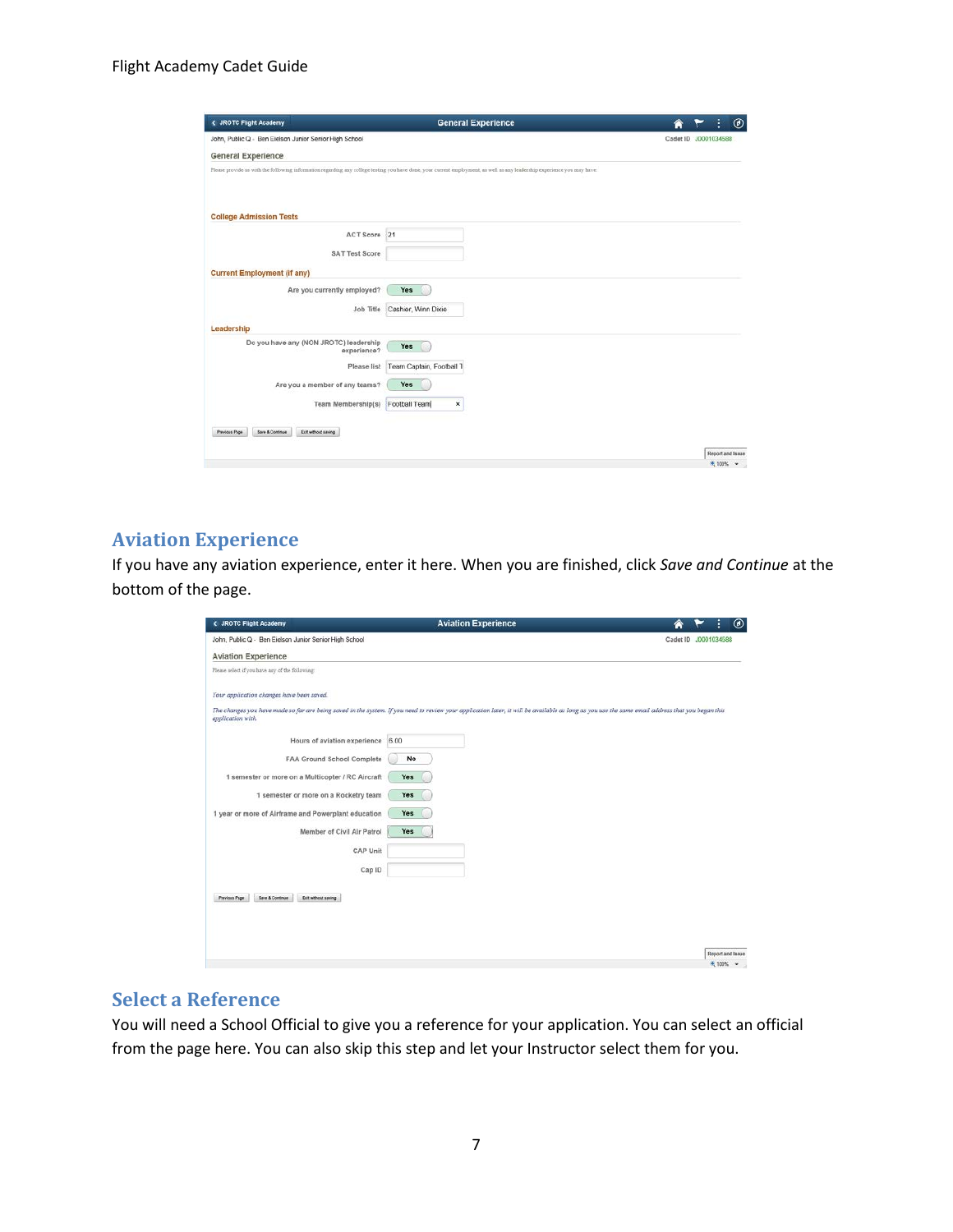## Aviation Experience

If you have any aviation experience, enter it here. When you are finished, click *Save and Continue* at the bottom of the page.

## Select a Reference

You will need a School Official to give you a reference for your application. You can select an official from the page here. You can also skip this step and let your Instructor select them for you.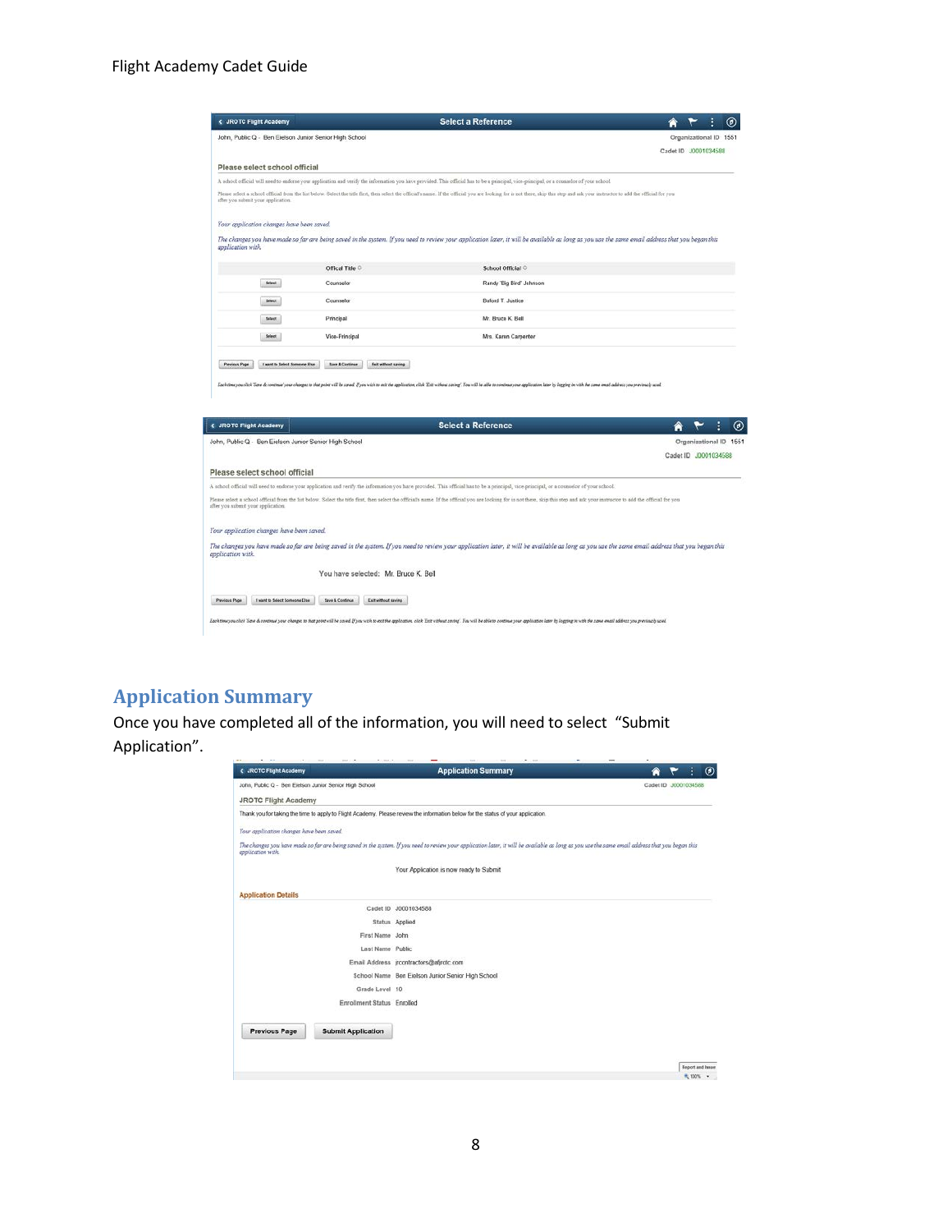## Application Summary

Once you have completed all of the information, you will need to select "Submit Application".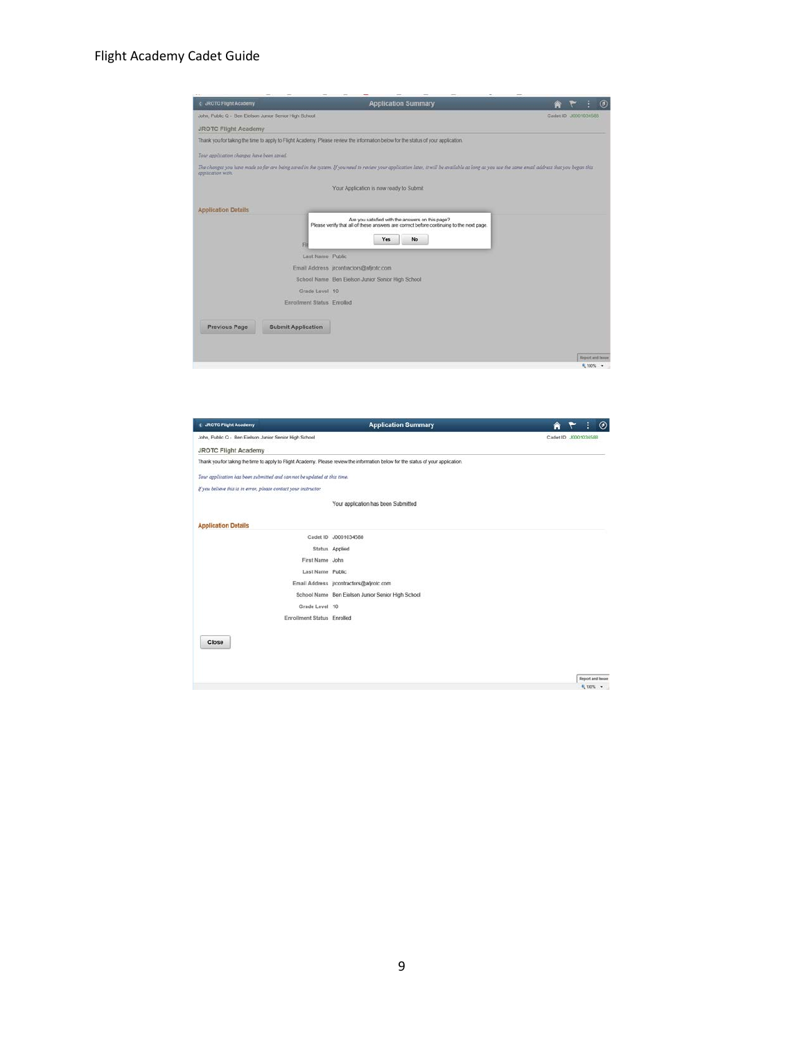JROTC Flight Academy

Application Summary

John, Public Q - Ben Eielson Junior Senior High School

Cadet ID J0001034588

JROTC Flight Academy

Thank you for taking the time to apply to Flight Academy. Please review the information below for the status of your application.

*Your application changes have been saved.*

*The changes you have made so far are being saved in the system. If you need to review your application later, it will be available as long as you use the same email address that you began this application with.*

Your Application is now ready to Submit

**Application Details**

Are you satisfied with the answers on this page?
Please verify that all of these answers are correct before continuing to the next page.

Yes No

Last Name Public

Email Address jrcontractors@afjrotc.com

School Name Ben Eielson Junior Senior High School

Grade Level 10

Enrollment Status Enrolled

Previous Page Submit Application

JROTC Flight Academy

Application Summary

John, Public Q - Ben Eielson Junior Senior High School

Cadet ID J0001034588

JROTC Flight Academy

Thank you for taking the time to apply to Flight Academy. Please review the information below for the status of your application.

*Your application has been submitted and can not be updated at this time.*

*If you believe this is in error, please contact your instructor*

Your application has been Submitted

**Application Details**

Cadet ID J0001034588

Status Applied

First Name John

Last Name Public

Email Address jrcontractors@afjrotc.com

School Name Ben Eielson Junior Senior High School

Grade Level 10

Enrollment Status Enrolled

Close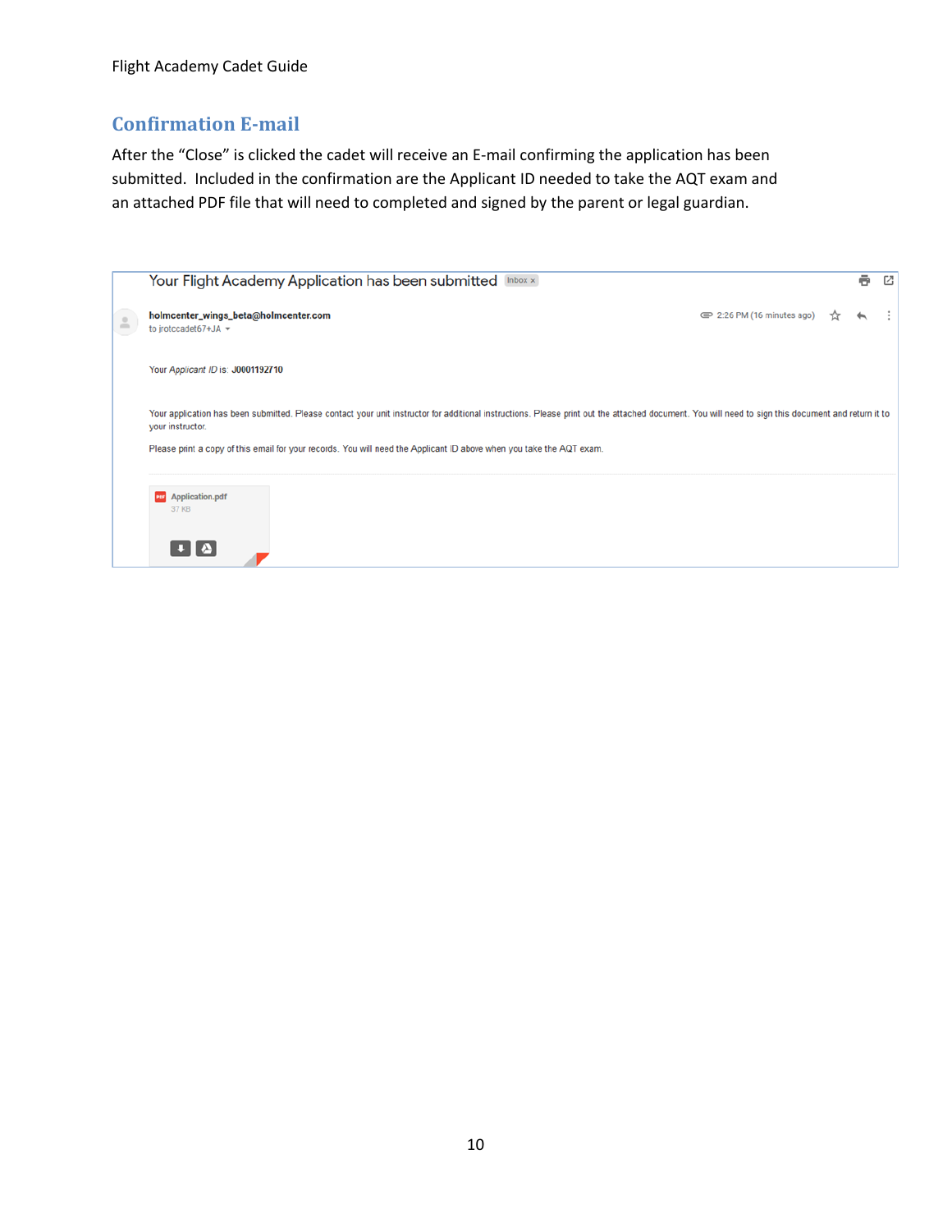## Confirmation E-mail

After the "Close" is clicked the cadet will receive an E-mail confirming the application has been submitted. Included in the confirmation are the Applicant ID needed to take the AQT exam and an attached PDF file that will need to completed and signed by the parent or legal guardian.

Your Flight Academy Application has been submitted Inbox ×

holmcenter_wings_beta@holmcenter.com
to jrotccadet67+JA

2:26 PM (16 minutes ago)

Your *Applicant ID* is: **J0001192710**

Your application has been submitted. Please contact your unit instructor for additional instructions. Please print out the attached document. You will need to sign this document and return it to your instructor.

Please print a copy of this email for your records. You will need the Applicant ID above when you take the AQT exam.

Application.pdf
37 KB